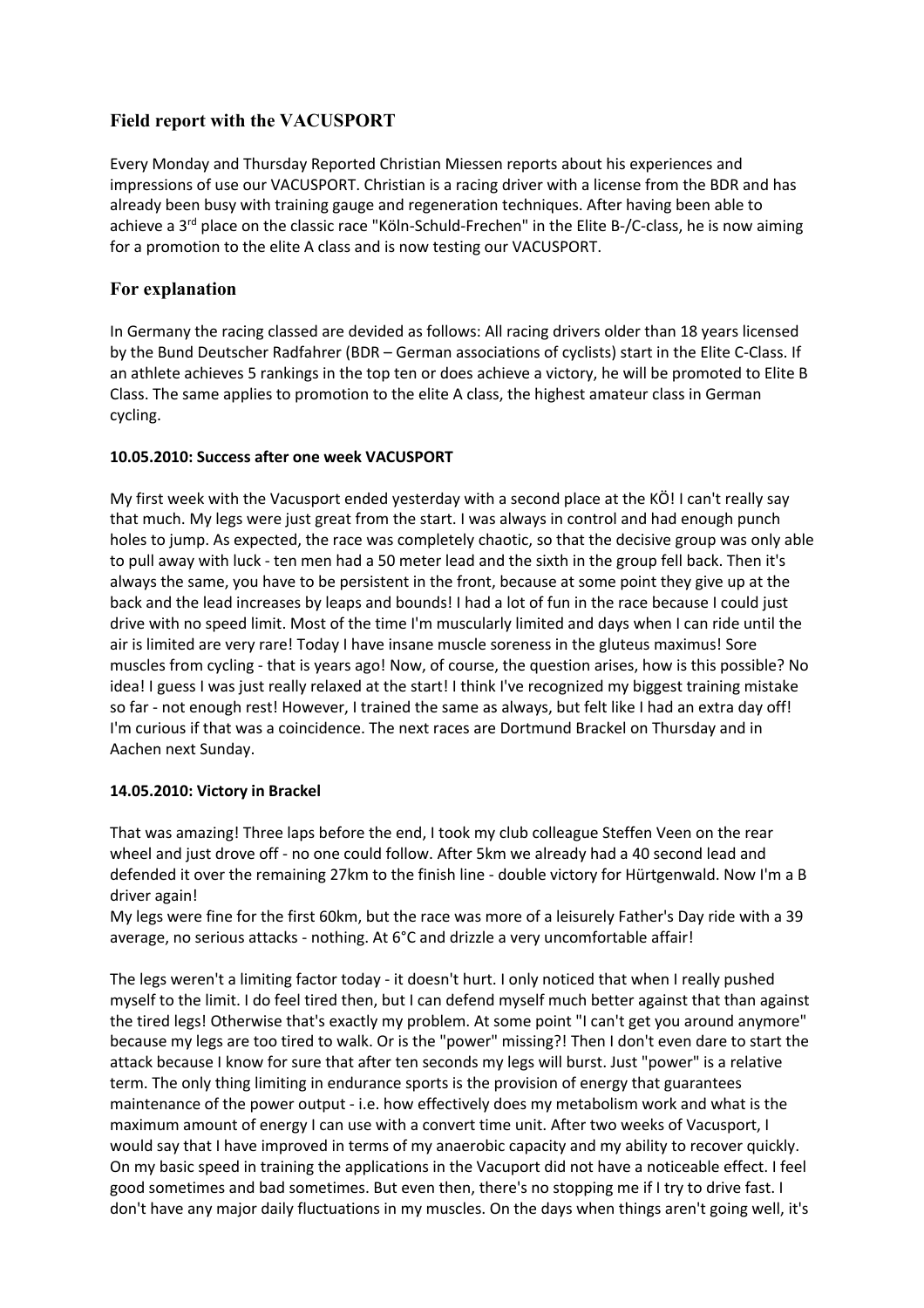## Field report with the VACUSPORT

Every Monday and Thursday Reported Christian Miessen reports about his experiences and impressions of use our VACUSPORT. Christian is a racing driver with a license from the BDR and has already been busy with training gauge and regeneration techniques. After having been able to achieve a 3rd place on the classic race "Köln-Schuld-Frechen" in the Elite B-/C-class, he is now aiming for a promotion to the elite A class and is now testing our VACUSPORT.

## For explanation

In Germany the racing classed are devided as follows: All racing drivers older than 18 years licensed by the Bund Deutscher Radfahrer (BDR – German associations of cyclists) start in the Elite C-Class. If an athlete achieves 5 rankings in the top ten or does achieve a victory, he will be promoted to Elite B Class. The same applies to promotion to the elite A class, the highest amateur class in German cycling.

### 10.05.2010: Success after one week VACUSPORT

My first week with the Vacusport ended yesterday with a second place at the KÖ! I can't really say that much. My legs were just great from the start. I was always in control and had enough punch holes to jump. As expected, the race was completely chaotic, so that the decisive group was only able to pull away with luck - ten men had a 50 meter lead and the sixth in the group fell back. Then it's always the same, you have to be persistent in the front, because at some point they give up at the back and the lead increases by leaps and bounds! I had a lot of fun in the race because I could just drive with no speed limit. Most of the time I'm muscularly limited and days when I can ride until the air is limited are very rare! Today I have insane muscle soreness in the gluteus maximus! Sore muscles from cycling - that is years ago! Now, of course, the question arises, how is this possible? No idea! I guess I was just really relaxed at the start! I think I've recognized my biggest training mistake so far - not enough rest! However, I trained the same as always, but felt like I had an extra day off! I'm curious if that was a coincidence. The next races are Dortmund Brackel on Thursday and in Aachen next Sunday.

### 14.05.2010: Victory in Brackel

That was amazing! Three laps before the end, I took my club colleague Steffen Veen on the rear wheel and just drove off - no one could follow. After 5km we already had a 40 second lead and defended it over the remaining 27km to the finish line - double victory for Hürtgenwald. Now I'm a B driver again!
My legs were fine for the first 60km, but the race was more of a leisurely Father's Day ride with a 39 average, no serious attacks - nothing. At 6°C and drizzle a very uncomfortable affair!

The legs weren't a limiting factor today - it doesn't hurt. I only noticed that when I really pushed myself to the limit. I do feel tired then, but I can defend myself much better against that than against the tired legs! Otherwise that's exactly my problem. At some point "I can't get you around anymore" because my legs are too tired to walk. Or is the "power" missing?! Then I don't even dare to start the attack because I know for sure that after ten seconds my legs will burst. Just "power" is a relative term. The only thing limiting in endurance sports is the provision of energy that guarantees maintenance of the power output - i.e. how effectively does my metabolism work and what is the maximum amount of energy I can use with a convert time unit. After two weeks of Vacusport, I would say that I have improved in terms of my anaerobic capacity and my ability to recover quickly. On my basic speed in training the applications in the Vacuport did not have a noticeable effect. I feel good sometimes and bad sometimes. But even then, there's no stopping me if I try to drive fast. I don't have any major daily fluctuations in my muscles. On the days when things aren't going well, it's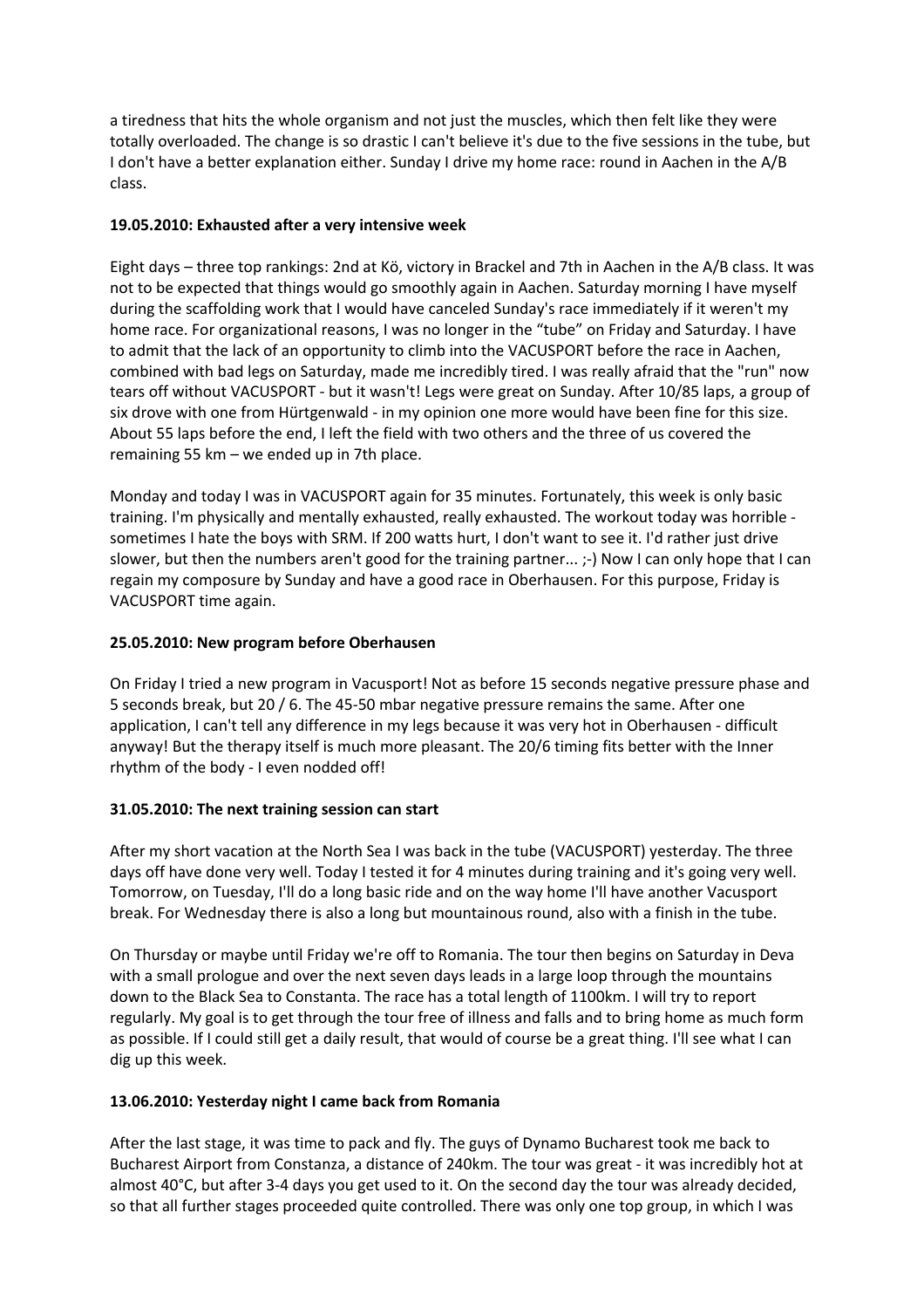a tiredness that hits the whole organism and not just the muscles, which then felt like they were totally overloaded. The change is so drastic I can't believe it's due to the five sessions in the tube, but I don't have a better explanation either. Sunday I drive my home race: round in Aachen in the A/B class.

### 19.05.2010: Exhausted after a very intensive week

Eight days – three top rankings: 2nd at Kö, victory in Brackel and 7th in Aachen in the A/B class. It was not to be expected that things would go smoothly again in Aachen. Saturday morning I have myself during the scaffolding work that I would have canceled Sunday's race immediately if it weren't my home race. For organizational reasons, I was no longer in the "tube" on Friday and Saturday. I have to admit that the lack of an opportunity to climb into the VACUSPORT before the race in Aachen, combined with bad legs on Saturday, made me incredibly tired. I was really afraid that the "run" now tears off without VACUSPORT - but it wasn't! Legs were great on Sunday. After 10/85 laps, a group of six drove with one from Hürtgenwald - in my opinion one more would have been fine for this size. About 55 laps before the end, I left the field with two others and the three of us covered the remaining 55 km – we ended up in 7th place.

Monday and today I was in VACUSPORT again for 35 minutes. Fortunately, this week is only basic training. I'm physically and mentally exhausted, really exhausted. The workout today was horrible - sometimes I hate the boys with SRM. If 200 watts hurt, I don't want to see it. I'd rather just drive slower, but then the numbers aren't good for the training partner... ;-) Now I can only hope that I can regain my composure by Sunday and have a good race in Oberhausen. For this purpose, Friday is VACUSPORT time again.

### 25.05.2010: New program before Oberhausen

On Friday I tried a new program in Vacusport! Not as before 15 seconds negative pressure phase and 5 seconds break, but 20 / 6. The 45-50 mbar negative pressure remains the same. After one application, I can't tell any difference in my legs because it was very hot in Oberhausen - difficult anyway! But the therapy itself is much more pleasant. The 20/6 timing fits better with the Inner rhythm of the body - I even nodded off!

### 31.05.2010: The next training session can start

After my short vacation at the North Sea I was back in the tube (VACUSPORT) yesterday. The three days off have done very well. Today I tested it for 4 minutes during training and it's going very well. Tomorrow, on Tuesday, I'll do a long basic ride and on the way home I'll have another Vacusport break. For Wednesday there is also a long but mountainous round, also with a finish in the tube.

On Thursday or maybe until Friday we're off to Romania. The tour then begins on Saturday in Deva with a small prologue and over the next seven days leads in a large loop through the mountains down to the Black Sea to Constanta. The race has a total length of 1100km. I will try to report regularly. My goal is to get through the tour free of illness and falls and to bring home as much form as possible. If I could still get a daily result, that would of course be a great thing. I'll see what I can dig up this week.

### 13.06.2010: Yesterday night I came back from Romania

After the last stage, it was time to pack and fly. The guys of Dynamo Bucharest took me back to Bucharest Airport from Constanza, a distance of 240km. The tour was great - it was incredibly hot at almost 40°C, but after 3-4 days you get used to it. On the second day the tour was already decided, so that all further stages proceeded quite controlled. There was only one top group, in which I was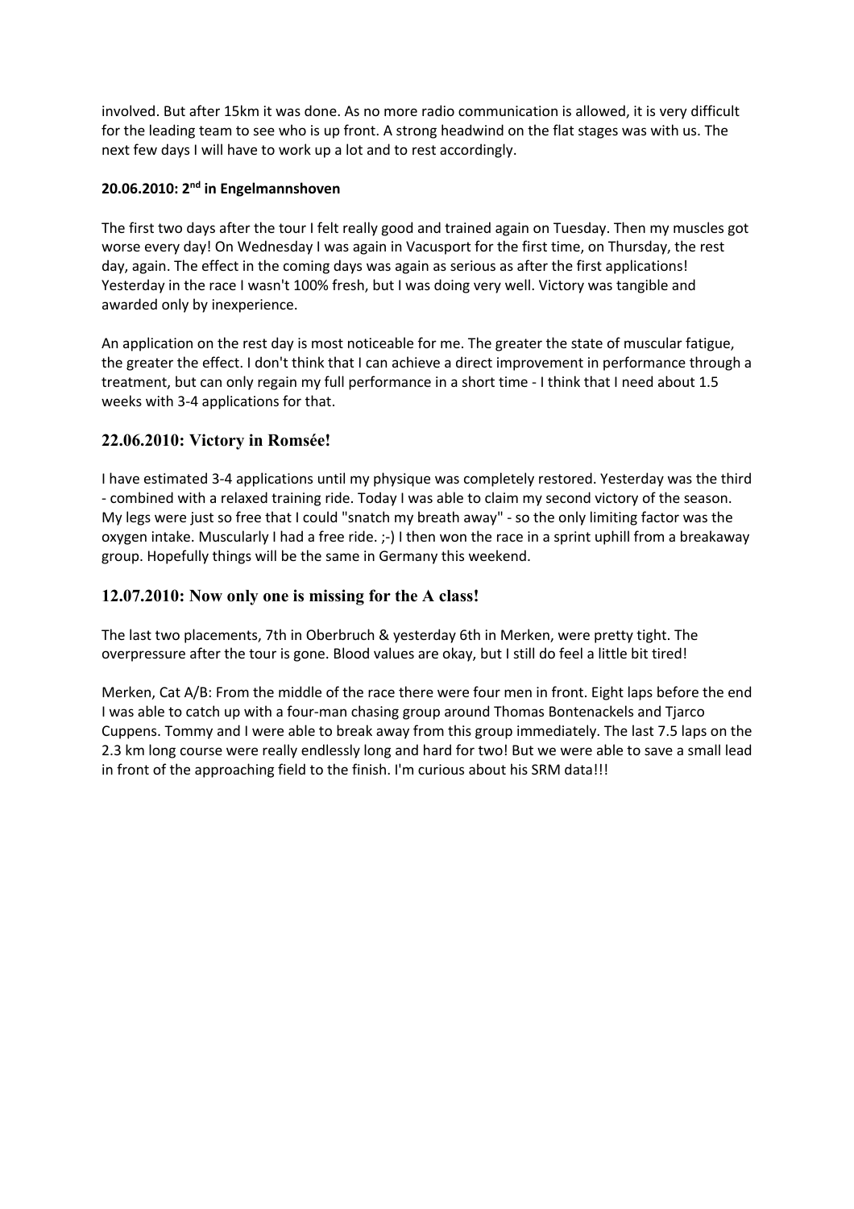involved. But after 15km it was done. As no more radio communication is allowed, it is very difficult for the leading team to see who is up front. A strong headwind on the flat stages was with us. The next few days I will have to work up a lot and to rest accordingly.

**20.06.2010: 2nd in Engelmannshoven**

The first two days after the tour I felt really good and trained again on Tuesday. Then my muscles got worse every day! On Wednesday I was again in Vacusport for the first time, on Thursday, the rest day, again. The effect in the coming days was again as serious as after the first applications! Yesterday in the race I wasn't 100% fresh, but I was doing very well. Victory was tangible and awarded only by inexperience.

An application on the rest day is most noticeable for me. The greater the state of muscular fatigue, the greater the effect. I don't think that I can achieve a direct improvement in performance through a treatment, but can only regain my full performance in a short time - I think that I need about 1.5 weeks with 3-4 applications for that.

### 22.06.2010: Victory in Romsée!

I have estimated 3-4 applications until my physique was completely restored. Yesterday was the third - combined with a relaxed training ride. Today I was able to claim my second victory of the season. My legs were just so free that I could "snatch my breath away" - so the only limiting factor was the oxygen intake. Muscularly I had a free ride. ;-) I then won the race in a sprint uphill from a breakaway group. Hopefully things will be the same in Germany this weekend.

### 12.07.2010: Now only one is missing for the A class!

The last two placements, 7th in Oberbruch & yesterday 6th in Merken, were pretty tight. The overpressure after the tour is gone. Blood values are okay, but I still do feel a little bit tired!

Merken, Cat A/B: From the middle of the race there were four men in front. Eight laps before the end I was able to catch up with a four-man chasing group around Thomas Bontenackels and Tjarco Cuppens. Tommy and I were able to break away from this group immediately. The last 7.5 laps on the 2.3 km long course were really endlessly long and hard for two! But we were able to save a small lead in front of the approaching field to the finish. I'm curious about his SRM data!!!